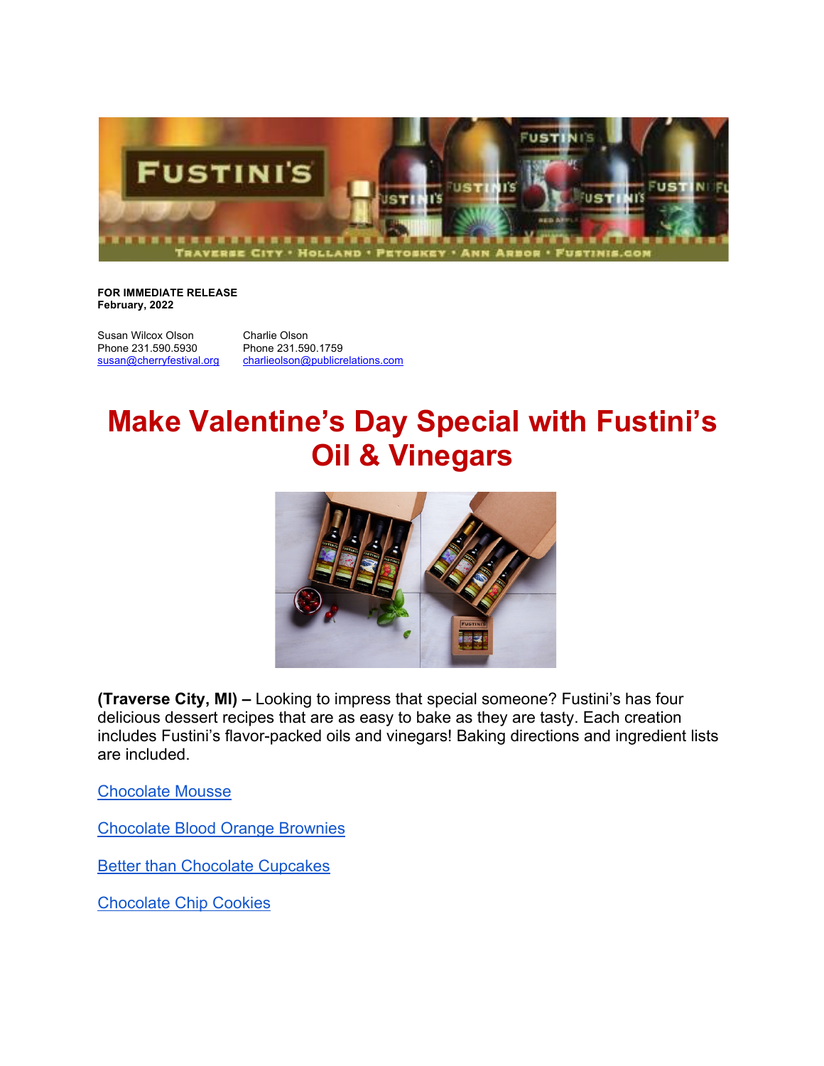**FOR IMMEDIATE RELEASE**
**February, 2022**

Susan Wilcox Olson
Phone 231.590.5930
[susan@cherryfestival.org](mailto:susan@cherryfestival.org)

Charlie Olson
Phone 231.590.1759
[charlieolson@publicrelations.com](mailto:charlieolson@publicrelations.com)

# Make Valentine's Day Special with Fustini's Oil & Vinegars

**(Traverse City, MI) –** Looking to impress that special someone? Fustini's has four delicious dessert recipes that are as easy to bake as they are tasty. Each creation includes Fustini's flavor-packed oils and vinegars! Baking directions and ingredient lists are included.

Chocolate Mousse

Chocolate Blood Orange Brownies

Better than Chocolate Cupcakes

Chocolate Chip Cookies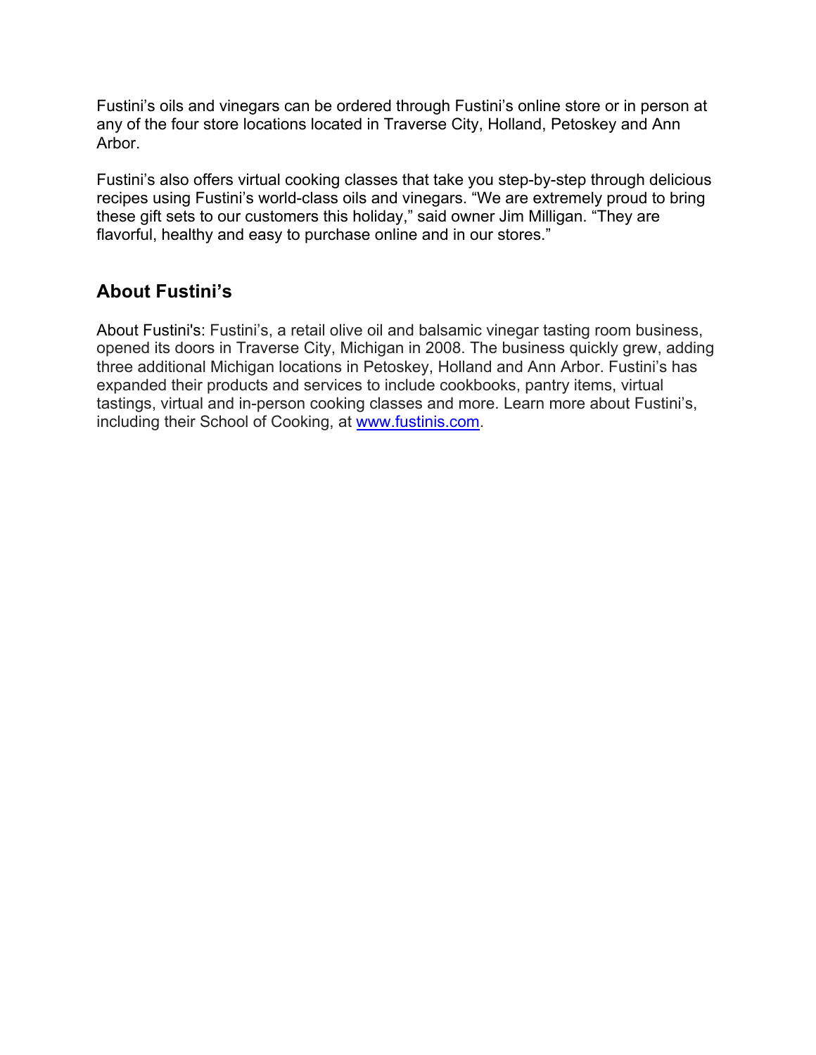Fustini's oils and vinegars can be ordered through Fustini's online store or in person at any of the four store locations located in Traverse City, Holland, Petoskey and Ann Arbor.

Fustini's also offers virtual cooking classes that take you step-by-step through delicious recipes using Fustini's world-class oils and vinegars. "We are extremely proud to bring these gift sets to our customers this holiday," said owner Jim Milligan. "They are flavorful, healthy and easy to purchase online and in our stores."

## About Fustini's

About Fustini's: Fustini's, a retail olive oil and balsamic vinegar tasting room business, opened its doors in Traverse City, Michigan in 2008. The business quickly grew, adding three additional Michigan locations in Petoskey, Holland and Ann Arbor. Fustini's has expanded their products and services to include cookbooks, pantry items, virtual tastings, virtual and in-person cooking classes and more. Learn more about Fustini's, including their School of Cooking, at [www.fustinis.com](http://www.fustinis.com).